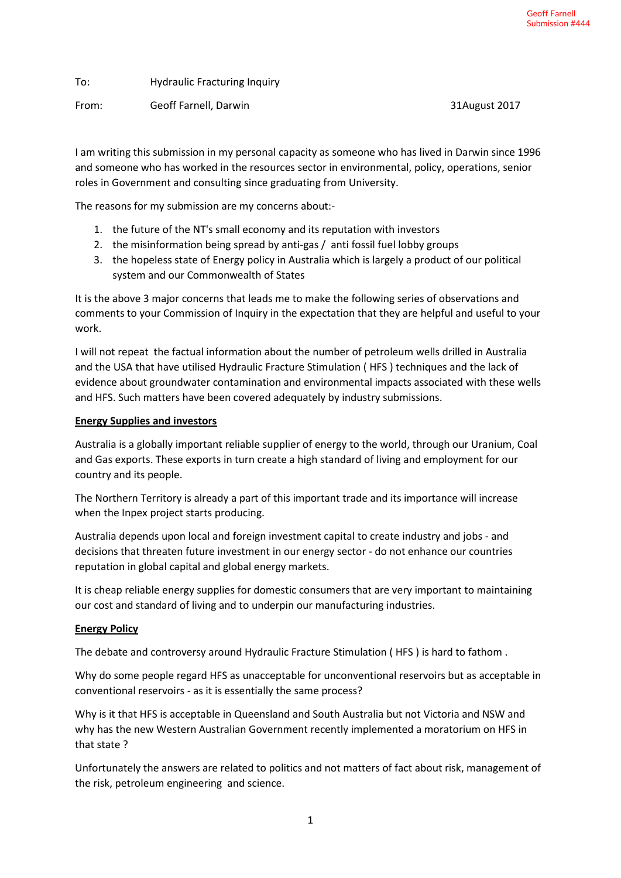Geoff Farnell
Submission #444

To: Hydraulic Fracturing Inquiry

From: Geoff Farnell, Darwin 31August 2017

I am writing this submission in my personal capacity as someone who has lived in Darwin since 1996 and someone who has worked in the resources sector in environmental, policy, operations, senior roles in Government and consulting since graduating from University.

The reasons for my submission are my concerns about:-

1. the future of the NT's small economy and its reputation with investors
2. the misinformation being spread by anti-gas / anti fossil fuel lobby groups
3. the hopeless state of Energy policy in Australia which is largely a product of our political system and our Commonwealth of States

It is the above 3 major concerns that leads me to make the following series of observations and comments to your Commission of Inquiry in the expectation that they are helpful and useful to your work.

I will not repeat the factual information about the number of petroleum wells drilled in Australia and the USA that have utilised Hydraulic Fracture Stimulation ( HFS ) techniques and the lack of evidence about groundwater contamination and environmental impacts associated with these wells and HFS. Such matters have been covered adequately by industry submissions.

**Energy Supplies and investors**

Australia is a globally important reliable supplier of energy to the world, through our Uranium, Coal and Gas exports. These exports in turn create a high standard of living and employment for our country and its people.

The Northern Territory is already a part of this important trade and its importance will increase when the Inpex project starts producing.

Australia depends upon local and foreign investment capital to create industry and jobs - and decisions that threaten future investment in our energy sector - do not enhance our countries reputation in global capital and global energy markets.

It is cheap reliable energy supplies for domestic consumers that are very important to maintaining our cost and standard of living and to underpin our manufacturing industries.

**Energy Policy**

The debate and controversy around Hydraulic Fracture Stimulation ( HFS ) is hard to fathom .

Why do some people regard HFS as unacceptable for unconventional reservoirs but as acceptable in conventional reservoirs - as it is essentially the same process?

Why is it that HFS is acceptable in Queensland and South Australia but not Victoria and NSW and why has the new Western Australian Government recently implemented a moratorium on HFS in that state ?

Unfortunately the answers are related to politics and not matters of fact about risk, management of the risk, petroleum engineering and science.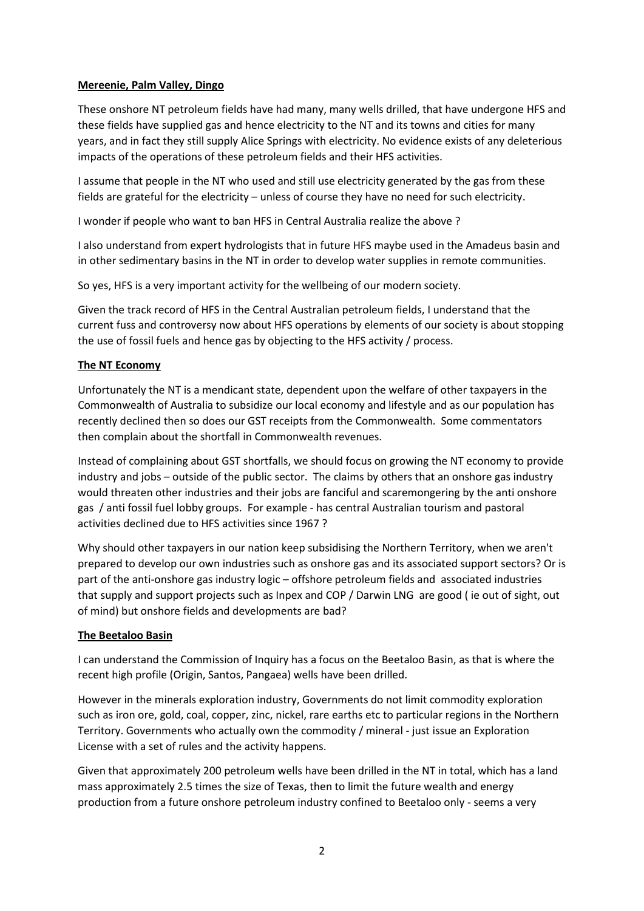**Mereenie, Palm Valley, Dingo**

These onshore NT petroleum fields have had many, many wells drilled, that have undergone HFS and these fields have supplied gas and hence electricity to the NT and its towns and cities for many years, and in fact they still supply Alice Springs with electricity. No evidence exists of any deleterious impacts of the operations of these petroleum fields and their HFS activities.

I assume that people in the NT who used and still use electricity generated by the gas from these fields are grateful for the electricity – unless of course they have no need for such electricity.

I wonder if people who want to ban HFS in Central Australia realize the above ?

I also understand from expert hydrologists that in future HFS maybe used in the Amadeus basin and in other sedimentary basins in the NT in order to develop water supplies in remote communities.

So yes, HFS is a very important activity for the wellbeing of our modern society.

Given the track record of HFS in the Central Australian petroleum fields, I understand that the current fuss and controversy now about HFS operations by elements of our society is about stopping the use of fossil fuels and hence gas by objecting to the HFS activity / process.

**The NT Economy**

Unfortunately the NT is a mendicant state, dependent upon the welfare of other taxpayers in the Commonwealth of Australia to subsidize our local economy and lifestyle and as our population has recently declined then so does our GST receipts from the Commonwealth. Some commentators then complain about the shortfall in Commonwealth revenues.

Instead of complaining about GST shortfalls, we should focus on growing the NT economy to provide industry and jobs – outside of the public sector. The claims by others that an onshore gas industry would threaten other industries and their jobs are fanciful and scaremongering by the anti onshore gas / anti fossil fuel lobby groups. For example - has central Australian tourism and pastoral activities declined due to HFS activities since 1967 ?

Why should other taxpayers in our nation keep subsidising the Northern Territory, when we aren't prepared to develop our own industries such as onshore gas and its associated support sectors? Or is part of the anti-onshore gas industry logic – offshore petroleum fields and associated industries that supply and support projects such as Inpex and COP / Darwin LNG are good ( ie out of sight, out of mind) but onshore fields and developments are bad?

**The Beetaloo Basin**

I can understand the Commission of Inquiry has a focus on the Beetaloo Basin, as that is where the recent high profile (Origin, Santos, Pangaea) wells have been drilled.

However in the minerals exploration industry, Governments do not limit commodity exploration such as iron ore, gold, coal, copper, zinc, nickel, rare earths etc to particular regions in the Northern Territory. Governments who actually own the commodity / mineral - just issue an Exploration License with a set of rules and the activity happens.

Given that approximately 200 petroleum wells have been drilled in the NT in total, which has a land mass approximately 2.5 times the size of Texas, then to limit the future wealth and energy production from a future onshore petroleum industry confined to Beetaloo only - seems a very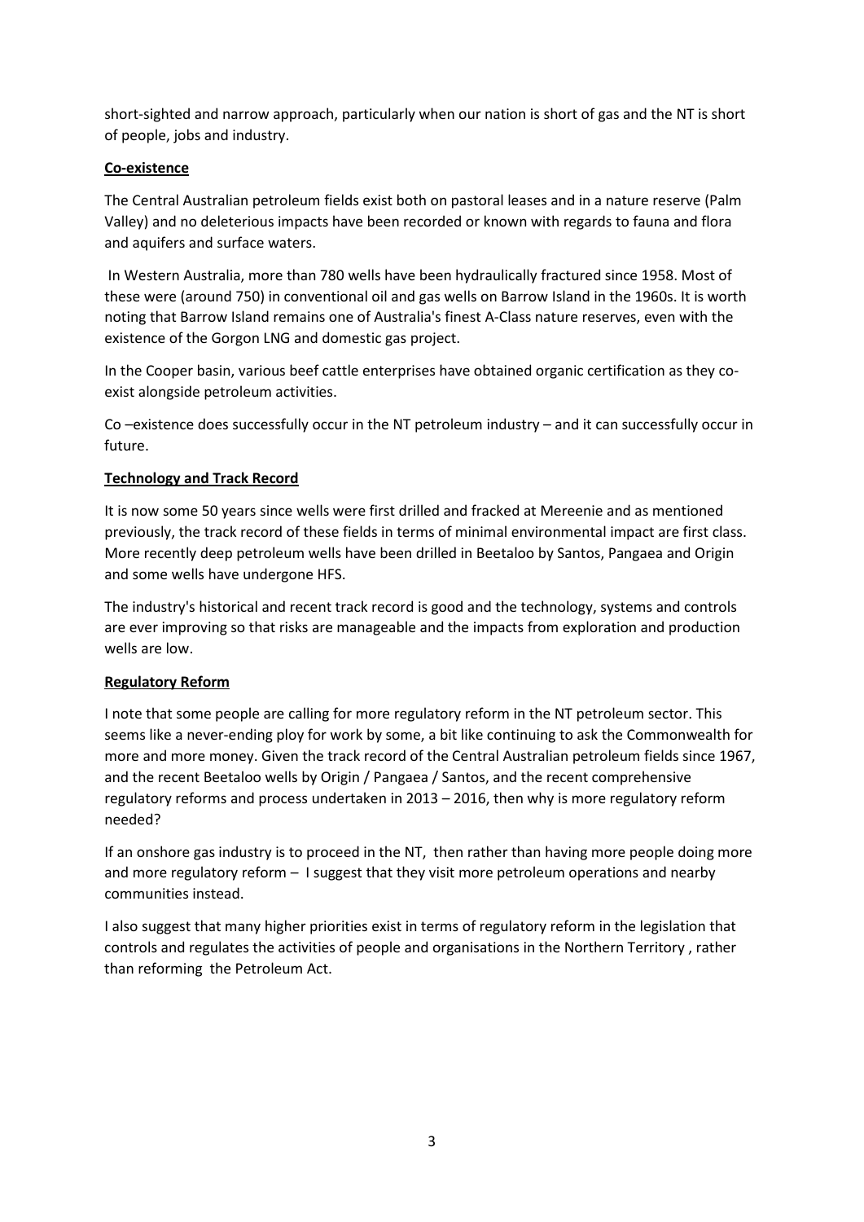short-sighted and narrow approach, particularly when our nation is short of gas and the NT is short of people, jobs and industry.

**Co-existence**

The Central Australian petroleum fields exist both on pastoral leases and in a nature reserve (Palm Valley) and no deleterious impacts have been recorded or known with regards to fauna and flora and aquifers and surface waters.

In Western Australia, more than 780 wells have been hydraulically fractured since 1958. Most of these were (around 750) in conventional oil and gas wells on Barrow Island in the 1960s. It is worth noting that Barrow Island remains one of Australia's finest A-Class nature reserves, even with the existence of the Gorgon LNG and domestic gas project.

In the Cooper basin, various beef cattle enterprises have obtained organic certification as they co-exist alongside petroleum activities.

Co –existence does successfully occur in the NT petroleum industry – and it can successfully occur in future.

**Technology and Track Record**

It is now some 50 years since wells were first drilled and fracked at Mereenie and as mentioned previously, the track record of these fields in terms of minimal environmental impact are first class. More recently deep petroleum wells have been drilled in Beetaloo by Santos, Pangaea and Origin and some wells have undergone HFS.

The industry's historical and recent track record is good and the technology, systems and controls are ever improving so that risks are manageable and the impacts from exploration and production wells are low.

**Regulatory Reform**

I note that some people are calling for more regulatory reform in the NT petroleum sector. This seems like a never-ending ploy for work by some, a bit like continuing to ask the Commonwealth for more and more money. Given the track record of the Central Australian petroleum fields since 1967, and the recent Beetaloo wells by Origin / Pangaea / Santos, and the recent comprehensive regulatory reforms and process undertaken in 2013 – 2016, then why is more regulatory reform needed?

If an onshore gas industry is to proceed in the NT, then rather than having more people doing more and more regulatory reform – I suggest that they visit more petroleum operations and nearby communities instead.

I also suggest that many higher priorities exist in terms of regulatory reform in the legislation that controls and regulates the activities of people and organisations in the Northern Territory , rather than reforming the Petroleum Act.